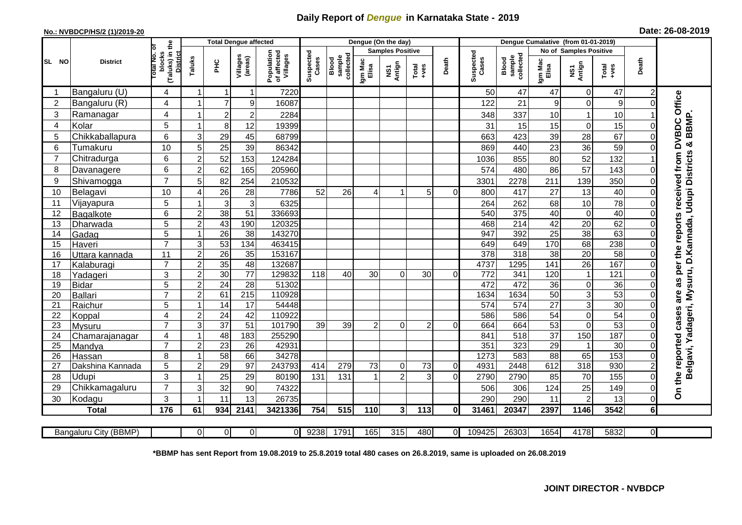# Daily Report of *Dengue* in Karnataka State - 2019

**No.: NVBDCP/HS/2 (1)/2019-20**

**Date: 26-08-2019**

| SL NO | District | Total No. of blocks (Taluks) in the District | Total Dengue affected | | | | Dengue (On the day) | | | | | | Dengue Cumalative (from 01-01-2019) | | | | | | |
|---|---|---|---|---|---|---|---|---|---|---|---|---|---|---|---|---|---|---|---|
| | | | Taluks | PHC | Villages (areas) | Population of affected Villages | Suspected Cases | Blood sample collected | Samples Positive | | | Death | Suspected Cases | Blood sample collected | No of Samples Positive | | | Death | |
| | | | | | | | | | Igm Mac Elisa | NS1 Antign | Total +ves | | | | Igm Mac Elisa | NS1 Antign | Total +ves | | |
| 1 | Bangaluru (U) | 4 | 1 | 1 | 1 | 7220 | | | | | | | 50 | 47 | 47 | 0 | 47 | 2 | On the reported cases are as per the reports received from DVBDC Office Belgavi, Yadageri, Mysuru, D.Kannada, Udupi Districts & BBMP. |
| 2 | Bangaluru (R) | 4 | 1 | 7 | 9 | 16087 | | | | | | | 122 | 21 | 9 | 0 | 9 | 0 | |
| 3 | Ramanagar | 4 | 1 | 2 | 2 | 2284 | | | | | | | 348 | 337 | 10 | 1 | 10 | 1 | |
| 4 | Kolar | 5 | 1 | 8 | 12 | 19399 | | | | | | | 31 | 15 | 15 | 0 | 15 | 0 | |
| 5 | Chikkaballapura | 6 | 3 | 29 | 45 | 68799 | | | | | | | 663 | 423 | 39 | 28 | 67 | 0 | |
| 6 | Tumakuru | 10 | 5 | 25 | 39 | 86342 | | | | | | | 869 | 440 | 23 | 36 | 59 | 0 | |
| 7 | Chitradurga | 6 | 2 | 52 | 153 | 124284 | | | | | | | 1036 | 855 | 80 | 52 | 132 | 1 | |
| 8 | Davanagere | 6 | 2 | 62 | 165 | 205960 | | | | | | | 574 | 480 | 86 | 57 | 143 | 0 | |
| 9 | Shivamogga | 7 | 5 | 82 | 254 | 210532 | | | | | | | 3301 | 2278 | 211 | 139 | 350 | 0 | |
| 10 | Belagavi | 10 | 4 | 26 | 28 | 7786 | 52 | 26 | 4 | 1 | 5 | 0 | 800 | 417 | 27 | 13 | 40 | 0 | |
| 11 | Vijayapura | 5 | 1 | 3 | 3 | 6325 | | | | | | | 264 | 262 | 68 | 10 | 78 | 0 | |
| 12 | Bagalkote | 6 | 2 | 38 | 51 | 336693 | | | | | | | 540 | 375 | 40 | 0 | 40 | 0 | |
| 13 | Dharwada | 5 | 2 | 43 | 190 | 120325 | | | | | | | 468 | 214 | 42 | 20 | 62 | 0 | |
| 14 | Gadag | 5 | 1 | 26 | 38 | 143270 | | | | | | | 947 | 392 | 25 | 38 | 63 | 0 | |
| 15 | Haveri | 7 | 3 | 53 | 134 | 463415 | | | | | | | 649 | 649 | 170 | 68 | 238 | 0 | |
| 16 | Uttara kannada | 11 | 2 | 26 | 35 | 153167 | | | | | | | 378 | 318 | 38 | 20 | 58 | 0 | |
| 17 | Kalaburagi | 7 | 2 | 35 | 48 | 132687 | | | | | | | 4737 | 1295 | 141 | 26 | 167 | 0 | |
| 18 | Yadageri | 3 | 2 | 30 | 77 | 129832 | 118 | 40 | 30 | 0 | 30 | 0 | 772 | 341 | 120 | 1 | 121 | 0 | |
| 19 | Bidar | 5 | 2 | 24 | 28 | 51302 | | | | | | | 472 | 472 | 36 | 0 | 36 | 0 | |
| 20 | Ballari | 7 | 2 | 61 | 215 | 110928 | | | | | | | 1634 | 1634 | 50 | 3 | 53 | 0 | |
| 21 | Raichur | 5 | 1 | 14 | 17 | 54448 | | | | | | | 574 | 574 | 27 | 3 | 30 | 0 | |
| 22 | Koppal | 4 | 2 | 24 | 42 | 110922 | | | | | | | 586 | 586 | 54 | 0 | 54 | 0 | |
| 23 | Mysuru | 7 | 3 | 37 | 51 | 101790 | 39 | 39 | 2 | 0 | 2 | 0 | 664 | 664 | 53 | 0 | 53 | 0 | |
| 24 | Chamarajanagar | 4 | 1 | 48 | 183 | 255290 | | | | | | | 841 | 518 | 37 | 150 | 187 | 0 | |
| 25 | Mandya | 7 | 2 | 23 | 26 | 42931 | | | | | | | 351 | 323 | 29 | 1 | 30 | 0 | |
| 26 | Hassan | 8 | 1 | 58 | 66 | 34278 | | | | | | | 1273 | 583 | 88 | 65 | 153 | 0 | |
| 27 | Dakshina Kannada | 5 | 2 | 29 | 97 | 243793 | 414 | 279 | 73 | 0 | 73 | 0 | 4931 | 2448 | 612 | 318 | 930 | 2 | |
| 28 | Udupi | 3 | 1 | 25 | 29 | 80190 | 131 | 131 | 1 | 2 | 3 | 0 | 2790 | 2790 | 85 | 70 | 155 | 0 | |
| 29 | Chikkamagaluru | 7 | 3 | 32 | 90 | 74322 | | | | | | | 506 | 306 | 124 | 25 | 149 | 0 | |
| 30 | Kodagu | 3 | 1 | 11 | 13 | 26735 | | | | | | | 290 | 290 | 11 | 2 | 13 | 0 | |
| **Total** | | **176** | **61** | **934** | **2141** | **3421336** | **754** | **515** | **110** | **3** | **113** | **0** | **31461** | **20347** | **2397** | **1146** | **3542** | **6** | |
| Bangaluru City (BBMP) | | | 0 | 0 | 0 | 0 | 9238 | 1791 | 165 | 315 | 480 | 0 | 109425 | 26303 | 1654 | 4178 | 5832 | 0 | |

**\*BBMP has sent Report from 19.08.2019 to 25.8.2019 total 480 cases on 26.8.2019, same is uploaded on 26.08.2019**

**JOINT DIRECTOR - NVBDCP**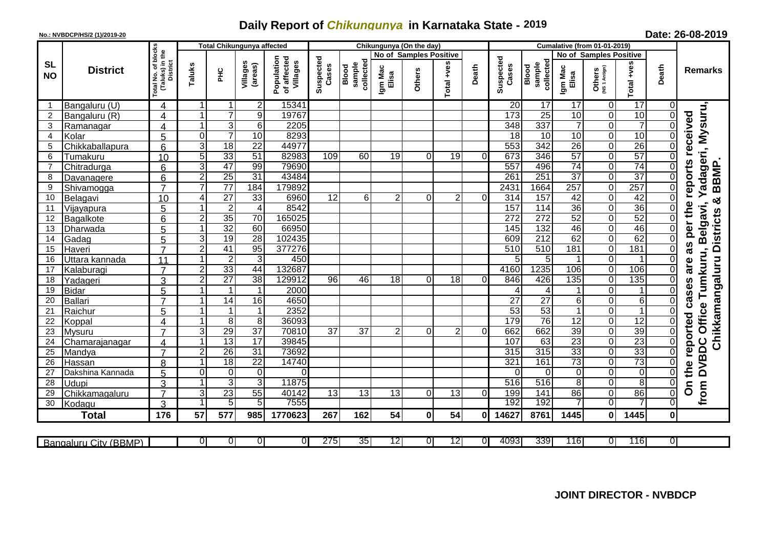# Daily Report of *Chikungunya* in Karnataka State - 2019

**No.: NVBDCP/HS/2 (1)/2019-20**

**Date: 26-08-2019**

| SL NO | District | Total No. of blocks (Taluks) in the District | Total Chikungunya affected | | | | Chikungunya (On the day) | | | | | | | Cumalative (from 01-01-2019) | | | | | | | Remarks |
|---|---|---|---|---|---|---|---|---|---|---|---|---|---|---|---|---|---|---|---|---|---|
| | | | Taluks | PHC | Villages (areas) | Population of affected Villages | Suspected Cases | Blood sample collected | No of Samples Positive | | | Death | Suspected Cases | Blood sample collected | No of Samples Positive | | | Death | |
| | | | | | | | | | Igm Mac Elisa | Others | Total +ves | | | | Igm Mac Elisa | Others (NS 1 Antign) | Total +ves | | |
| 1 | Bangaluru (U) | 4 | 1 | 1 | 2 | 15341 | | | | | | | 20 | 17 | 17 | 0 | 17 | 0 | On the reported cases are as per the reports received from DVBDC Office Tumkuru, Belgavi, Yadageri, Mysuru, Chikkamangaluru Districts & BBMP. |
| 2 | Bangaluru (R) | 4 | 1 | 7 | 9 | 19767 | | | | | | | 173 | 25 | 10 | 0 | 10 | 0 | |
| 3 | Ramanagar | 4 | 1 | 3 | 6 | 2205 | | | | | | | 348 | 337 | 7 | 0 | 7 | 0 | |
| 4 | Kolar | 5 | 0 | 7 | 10 | 8293 | | | | | | | 18 | 10 | 10 | 0 | 10 | 0 | |
| 5 | Chikkaballapura | 6 | 3 | 18 | 22 | 44977 | | | | | | | 553 | 342 | 26 | 0 | 26 | 0 | |
| 6 | Tumakuru | 10 | 5 | 33 | 51 | 82983 | 109 | 60 | 19 | 0 | 19 | 0 | 673 | 346 | 57 | 0 | 57 | 0 | |
| 7 | Chitradurga | 6 | 3 | 47 | 99 | 79690 | | | | | | | 557 | 496 | 74 | 0 | 74 | 0 | |
| 8 | Davanagere | 6 | 2 | 25 | 31 | 43484 | | | | | | | 261 | 251 | 37 | 0 | 37 | 0 | |
| 9 | Shivamogga | 7 | 7 | 77 | 184 | 179892 | | | | | | | 2431 | 1664 | 257 | 0 | 257 | 0 | |
| 10 | Belagavi | 10 | 4 | 27 | 33 | 6960 | 12 | 6 | 2 | 0 | 2 | 0 | 314 | 157 | 42 | 0 | 42 | 0 | |
| 11 | Vijayapura | 5 | 1 | 2 | 4 | 8542 | | | | | | | 157 | 114 | 36 | 0 | 36 | 0 | |
| 12 | Bagalkote | 6 | 2 | 35 | 70 | 165025 | | | | | | | 272 | 272 | 52 | 0 | 52 | 0 | |
| 13 | Dharwada | 5 | 1 | 32 | 60 | 66950 | | | | | | | 145 | 132 | 46 | 0 | 46 | 0 | |
| 14 | Gadag | 5 | 3 | 19 | 28 | 102435 | | | | | | | 609 | 212 | 62 | 0 | 62 | 0 | |
| 15 | Haveri | 7 | 2 | 41 | 95 | 377276 | | | | | | | 510 | 510 | 181 | 0 | 181 | 0 | |
| 16 | Uttara kannada | 11 | 1 | 2 | 3 | 450 | | | | | | | 5 | 5 | 1 | 0 | 1 | 0 | |
| 17 | Kalaburagi | 7 | 2 | 33 | 44 | 132687 | | | | | | | 4160 | 1235 | 106 | 0 | 106 | 0 | |
| 18 | Yadageri | 3 | 2 | 27 | 38 | 129912 | 96 | 46 | 18 | 0 | 18 | 0 | 846 | 426 | 135 | 0 | 135 | 0 | |
| 19 | Bidar | 5 | 1 | 1 | 1 | 2000 | | | | | | | 4 | 4 | 1 | 0 | 1 | 0 | |
| 20 | Ballari | 7 | 1 | 14 | 16 | 4650 | | | | | | | 27 | 27 | 6 | 0 | 6 | 0 | |
| 21 | Raichur | 5 | 1 | 1 | 1 | 2352 | | | | | | | 53 | 53 | 1 | 0 | 1 | 0 | |
| 22 | Koppal | 4 | 1 | 8 | 8 | 36093 | | | | | | | 179 | 76 | 12 | 0 | 12 | 0 | |
| 23 | Mysuru | 7 | 3 | 29 | 37 | 70810 | 37 | 37 | 2 | 0 | 2 | 0 | 662 | 662 | 39 | 0 | 39 | 0 | |
| 24 | Chamarajanagar | 4 | 1 | 13 | 17 | 39845 | | | | | | | 107 | 63 | 23 | 0 | 23 | 0 | |
| 25 | Mandya | 7 | 2 | 26 | 31 | 73692 | | | | | | | 315 | 315 | 33 | 0 | 33 | 0 | |
| 26 | Hassan | 8 | 1 | 18 | 22 | 14740 | | | | | | | 321 | 161 | 73 | 0 | 73 | 0 | |
| 27 | Dakshina Kannada | 5 | 0 | 0 | 0 | 0 | | | | | | | 0 | 0 | 0 | 0 | 0 | 0 | |
| 28 | Udupi | 3 | 1 | 3 | 3 | 11875 | | | | | | | 516 | 516 | 8 | 0 | 8 | 0 | |
| 29 | Chikkamagaluru | 7 | 3 | 23 | 55 | 40142 | 13 | 13 | 13 | 0 | 13 | 0 | 199 | 141 | 86 | 0 | 86 | 0 | |
| 30 | Kodagu | 3 | 1 | 5 | 5 | 7555 | | | | | | | 192 | 192 | 7 | 0 | 7 | 0 | |
| | **Total** | **176** | **57** | **577** | **985** | **1770623** | **267** | **162** | **54** | **0** | **54** | **0** | **14627** | **8761** | **1445** | **0** | **1445** | **0** | |
| | Bangaluru City (BBMP) | | 0 | 0 | 0 | 0 | 275 | 35 | 12 | 0 | 12 | 0 | 4093 | 339 | 116 | 0 | 116 | 0 | |

**JOINT DIRECTOR - NVBDCP**